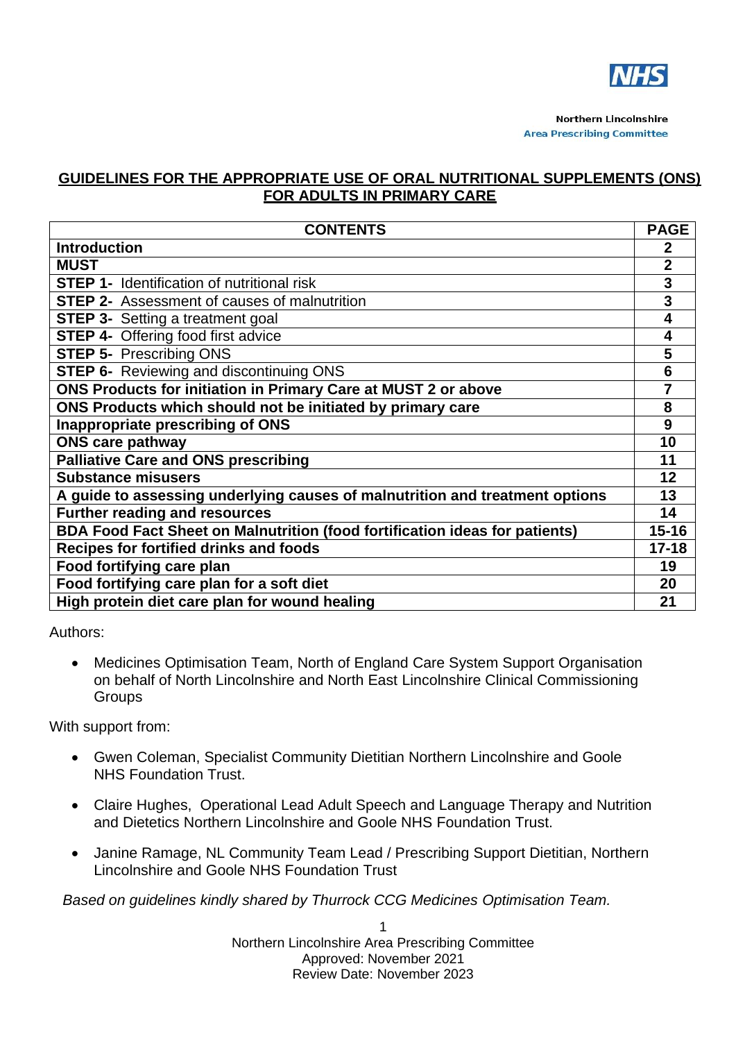Northern Lincolnshire
Area Prescribing Committee

# GUIDELINES FOR THE APPROPRIATE USE OF ORAL NUTRITIONAL SUPPLEMENTS (ONS) FOR ADULTS IN PRIMARY CARE

| CONTENTS | PAGE |
|---|---|
| **Introduction** | **2** |
| **MUST** | **2** |
| **STEP 1-** Identification of nutritional risk | **3** |
| **STEP 2-** Assessment of causes of malnutrition | **3** |
| **STEP 3-** Setting a treatment goal | **4** |
| **STEP 4-** Offering food first advice | **4** |
| **STEP 5-** Prescribing ONS | **5** |
| **STEP 6-** Reviewing and discontinuing ONS | **6** |
| **ONS Products for initiation in Primary Care at MUST 2 or above** | **7** |
| **ONS Products which should not be initiated by primary care** | **8** |
| **Inappropriate prescribing of ONS** | **9** |
| **ONS care pathway** | **10** |
| **Palliative Care and ONS prescribing** | **11** |
| **Substance misusers** | **12** |
| **A guide to assessing underlying causes of malnutrition and treatment options** | **13** |
| **Further reading and resources** | **14** |
| **BDA Food Fact Sheet on Malnutrition (food fortification ideas for patients)** | **15-16** |
| **Recipes for fortified drinks and foods** | **17-18** |
| **Food fortifying care plan** | **19** |
| **Food fortifying care plan for a soft diet** | **20** |
| **High protein diet care plan for wound healing** | **21** |

Authors:

- Medicines Optimisation Team, North of England Care System Support Organisation on behalf of North Lincolnshire and North East Lincolnshire Clinical Commissioning Groups

With support from:

- Gwen Coleman, Specialist Community Dietitian Northern Lincolnshire and Goole NHS Foundation Trust.
- Claire Hughes, Operational Lead Adult Speech and Language Therapy and Nutrition and Dietetics Northern Lincolnshire and Goole NHS Foundation Trust.
- Janine Ramage, NL Community Team Lead / Prescribing Support Dietitian, Northern Lincolnshire and Goole NHS Foundation Trust

*Based on guidelines kindly shared by Thurrock CCG Medicines Optimisation Team.*

Northern Lincolnshire Area Prescribing Committee
Approved: November 2021
Review Date: November 2023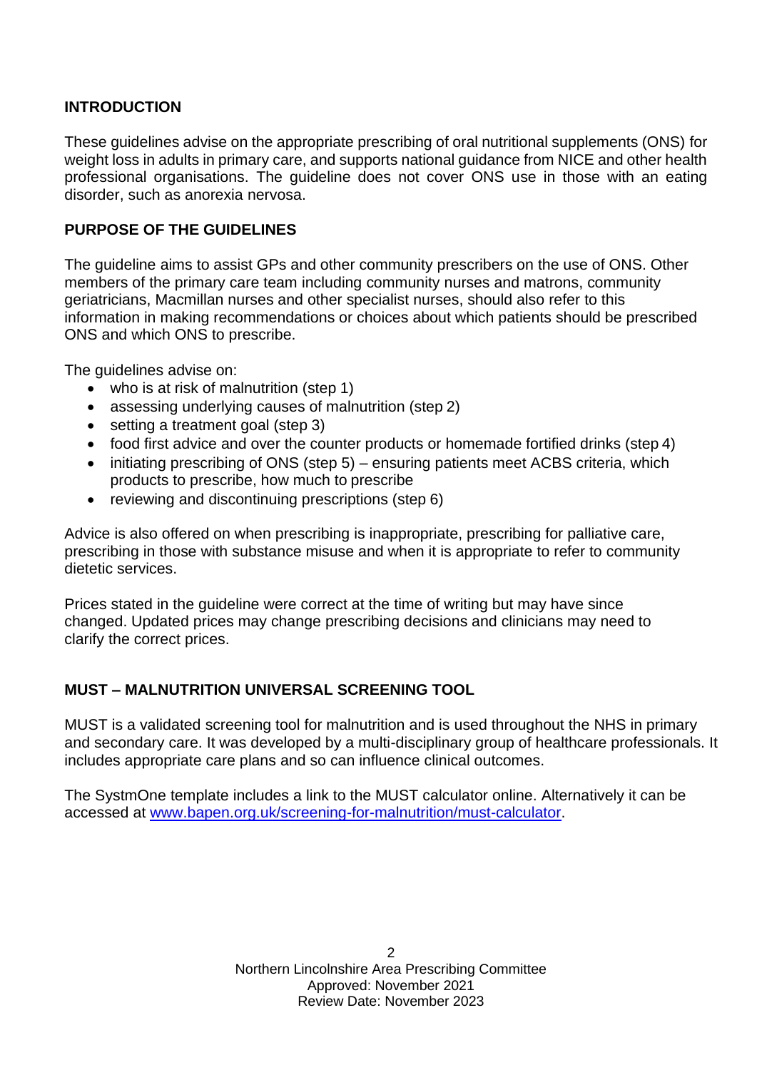## INTRODUCTION

These guidelines advise on the appropriate prescribing of oral nutritional supplements (ONS) for weight loss in adults in primary care, and supports national guidance from NICE and other health professional organisations. The guideline does not cover ONS use in those with an eating disorder, such as anorexia nervosa.

## PURPOSE OF THE GUIDELINES

The guideline aims to assist GPs and other community prescribers on the use of ONS. Other members of the primary care team including community nurses and matrons, community geriatricians, Macmillan nurses and other specialist nurses, should also refer to this information in making recommendations or choices about which patients should be prescribed ONS and which ONS to prescribe.

The guidelines advise on:

- who is at risk of malnutrition (step 1)
- assessing underlying causes of malnutrition (step 2)
- setting a treatment goal (step 3)
- food first advice and over the counter products or homemade fortified drinks (step 4)
- initiating prescribing of ONS (step 5) – ensuring patients meet ACBS criteria, which products to prescribe, how much to prescribe
- reviewing and discontinuing prescriptions (step 6)

Advice is also offered on when prescribing is inappropriate, prescribing for palliative care, prescribing in those with substance misuse and when it is appropriate to refer to community dietetic services.

Prices stated in the guideline were correct at the time of writing but may have since changed. Updated prices may change prescribing decisions and clinicians may need to clarify the correct prices.

## MUST – MALNUTRITION UNIVERSAL SCREENING TOOL

MUST is a validated screening tool for malnutrition and is used throughout the NHS in primary and secondary care. It was developed by a multi-disciplinary group of healthcare professionals. It includes appropriate care plans and so can influence clinical outcomes.

The SystmOne template includes a link to the MUST calculator online. Alternatively it can be accessed at [www.bapen.org.uk/screening-for-malnutrition/must-calculator](http://www.bapen.org.uk/screening-for-malnutrition/must-calculator).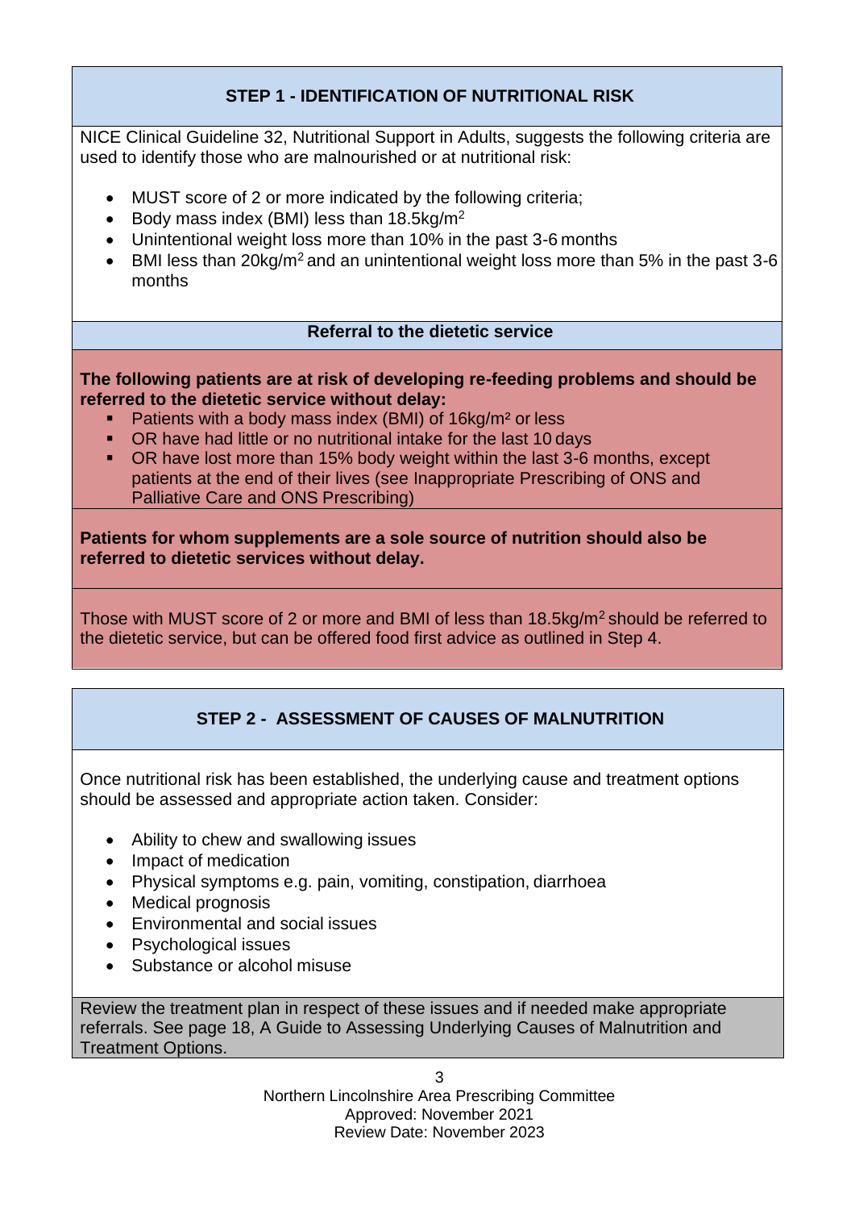## STEP 1 - IDENTIFICATION OF NUTRITIONAL RISK

NICE Clinical Guideline 32, Nutritional Support in Adults, suggests the following criteria are used to identify those who are malnourished or at nutritional risk:

- MUST score of 2 or more indicated by the following criteria;
- Body mass index (BMI) less than 18.5kg/$m^2$
- Unintentional weight loss more than 10% in the past 3-6 months
- BMI less than 20kg/$m^2$ and an unintentional weight loss more than 5% in the past 3-6 months

### Referral to the dietetic service

**The following patients are at risk of developing re-feeding problems and should be referred to the dietetic service without delay:**

- Patients with a body mass index (BMI) of 16kg/$m^2$ or less
- OR have had little or no nutritional intake for the last 10 days
- OR have lost more than 15% body weight within the last 3-6 months, except patients at the end of their lives (see Inappropriate Prescribing of ONS and Palliative Care and ONS Prescribing)

**Patients for whom supplements are a sole source of nutrition should also be referred to dietetic services without delay.**

Those with MUST score of 2 or more and BMI of less than 18.5kg/$m^2$ should be referred to the dietetic service, but can be offered food first advice as outlined in Step 4.

## STEP 2 - ASSESSMENT OF CAUSES OF MALNUTRITION

Once nutritional risk has been established, the underlying cause and treatment options should be assessed and appropriate action taken. Consider:

- Ability to chew and swallowing issues
- Impact of medication
- Physical symptoms e.g. pain, vomiting, constipation, diarrhoea
- Medical prognosis
- Environmental and social issues
- Psychological issues
- Substance or alcohol misuse

Review the treatment plan in respect of these issues and if needed make appropriate referrals. See page 18, A Guide to Assessing Underlying Causes of Malnutrition and Treatment Options.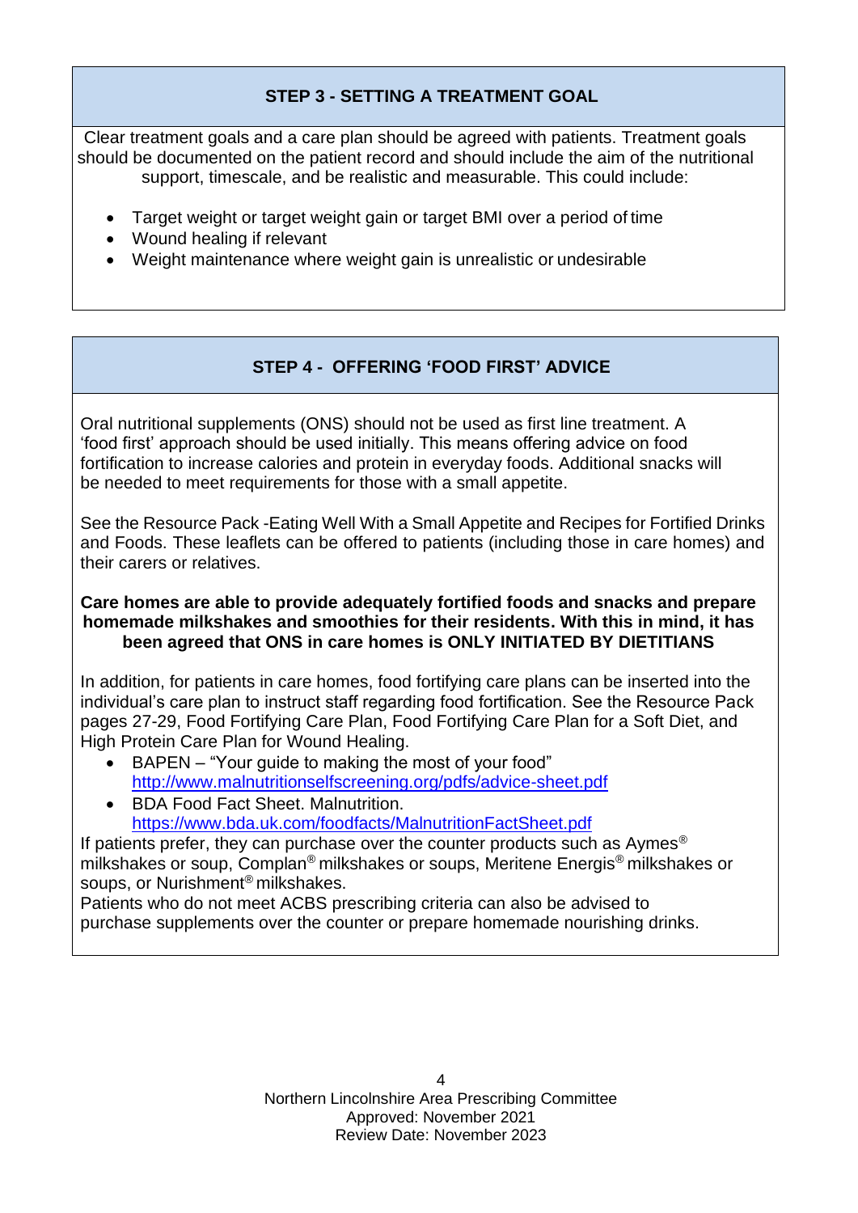## STEP 3 - SETTING A TREATMENT GOAL

Clear treatment goals and a care plan should be agreed with patients. Treatment goals should be documented on the patient record and should include the aim of the nutritional support, timescale, and be realistic and measurable. This could include:

- Target weight or target weight gain or target BMI over a period of time
- Wound healing if relevant
- Weight maintenance where weight gain is unrealistic or undesirable

## STEP 4 - OFFERING 'FOOD FIRST' ADVICE

Oral nutritional supplements (ONS) should not be used as first line treatment. A 'food first' approach should be used initially. This means offering advice on food fortification to increase calories and protein in everyday foods. Additional snacks will be needed to meet requirements for those with a small appetite.

See the Resource Pack -Eating Well With a Small Appetite and Recipes for Fortified Drinks and Foods. These leaflets can be offered to patients (including those in care homes) and their carers or relatives.

**Care homes are able to provide adequately fortified foods and snacks and prepare homemade milkshakes and smoothies for their residents. With this in mind, it has been agreed that ONS in care homes is ONLY INITIATED BY DIETITIANS**

In addition, for patients in care homes, food fortifying care plans can be inserted into the individual's care plan to instruct staff regarding food fortification. See the Resource Pack pages 27-29, Food Fortifying Care Plan, Food Fortifying Care Plan for a Soft Diet, and High Protein Care Plan for Wound Healing.

- BAPEN – "Your guide to making the most of your food" http://www.malnutritionselfscreening.org/pdfs/advice-sheet.pdf
- BDA Food Fact Sheet. Malnutrition. https://www.bda.uk.com/foodfacts/MalnutritionFactSheet.pdf

If patients prefer, they can purchase over the counter products such as Aymes® milkshakes or soup, Complan® milkshakes or soups, Meritene Energis® milkshakes or soups, or Nurishment® milkshakes.
Patients who do not meet ACBS prescribing criteria can also be advised to purchase supplements over the counter or prepare homemade nourishing drinks.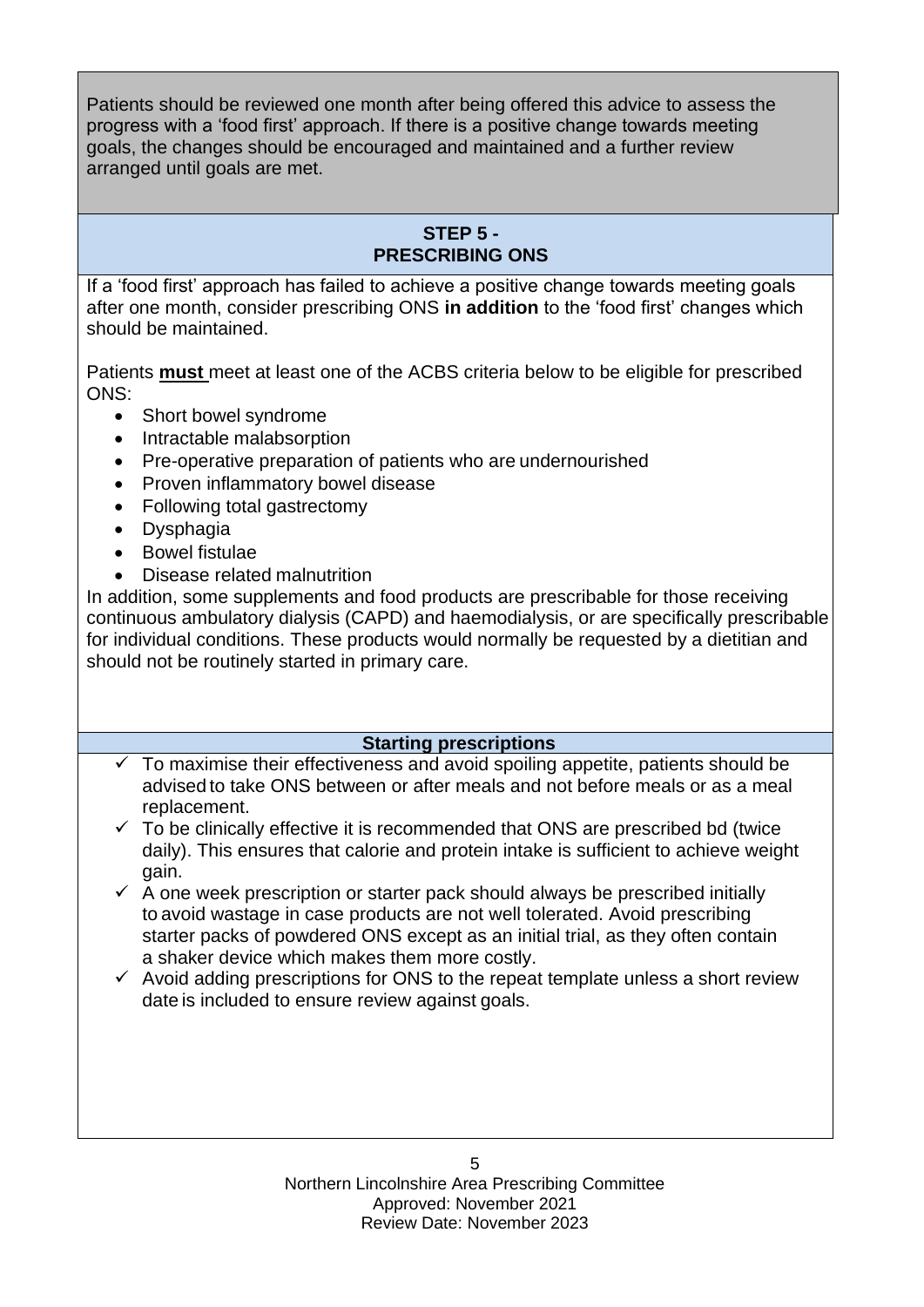Patients should be reviewed one month after being offered this advice to assess the progress with a 'food first' approach. If there is a positive change towards meeting goals, the changes should be encouraged and maintained and a further review arranged until goals are met.

## STEP 5 - PRESCRIBING ONS

If a 'food first' approach has failed to achieve a positive change towards meeting goals after one month, consider prescribing ONS **in addition** to the 'food first' changes which should be maintained.

Patients **must** meet at least one of the ACBS criteria below to be eligible for prescribed ONS:

- Short bowel syndrome
- Intractable malabsorption
- Pre-operative preparation of patients who are undernourished
- Proven inflammatory bowel disease
- Following total gastrectomy
- Dysphagia
- Bowel fistulae
- Disease related malnutrition

In addition, some supplements and food products are prescribable for those receiving continuous ambulatory dialysis (CAPD) and haemodialysis, or are specifically prescribable for individual conditions. These products would normally be requested by a dietitian and should not be routinely started in primary care.

### Starting prescriptions

- ✓ To maximise their effectiveness and avoid spoiling appetite, patients should be advised to take ONS between or after meals and not before meals or as a meal replacement.
- ✓ To be clinically effective it is recommended that ONS are prescribed bd (twice daily). This ensures that calorie and protein intake is sufficient to achieve weight gain.
- ✓ A one week prescription or starter pack should always be prescribed initially to avoid wastage in case products are not well tolerated. Avoid prescribing starter packs of powdered ONS except as an initial trial, as they often contain a shaker device which makes them more costly.
- ✓ Avoid adding prescriptions for ONS to the repeat template unless a short review date is included to ensure review against goals.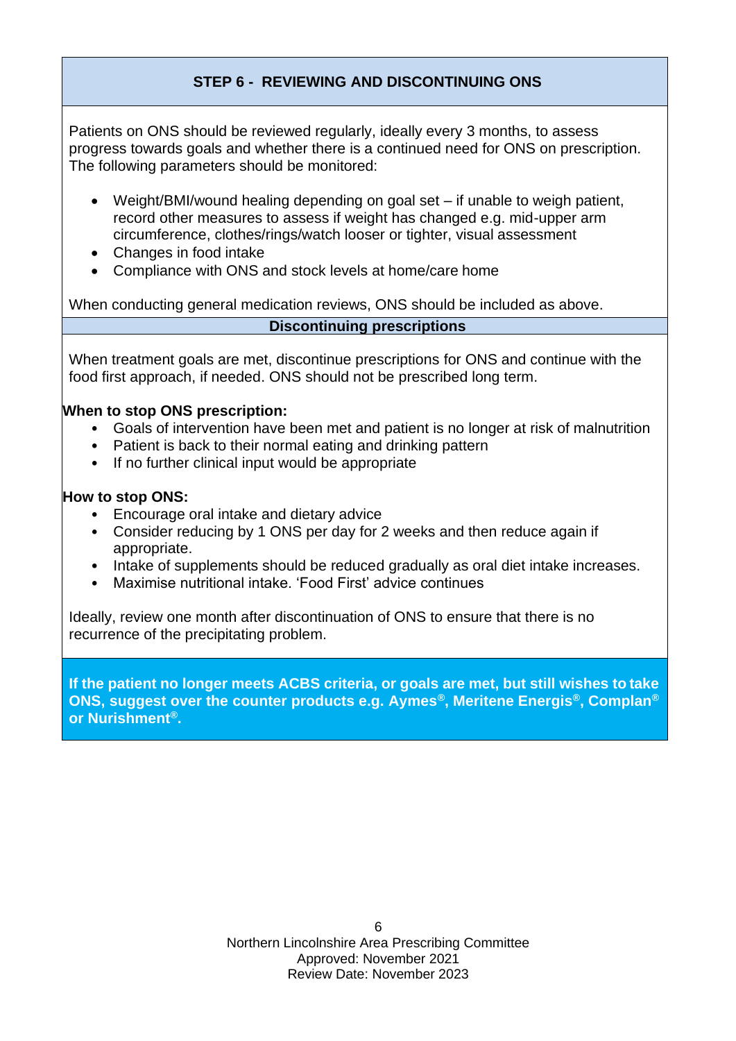## STEP 6 - REVIEWING AND DISCONTINUING ONS

Patients on ONS should be reviewed regularly, ideally every 3 months, to assess progress towards goals and whether there is a continued need for ONS on prescription. The following parameters should be monitored:

- Weight/BMI/wound healing depending on goal set – if unable to weigh patient, record other measures to assess if weight has changed e.g. mid-upper arm circumference, clothes/rings/watch looser or tighter, visual assessment
- Changes in food intake
- Compliance with ONS and stock levels at home/care home

When conducting general medication reviews, ONS should be included as above.

### Discontinuing prescriptions

When treatment goals are met, discontinue prescriptions for ONS and continue with the food first approach, if needed. ONS should not be prescribed long term.

**When to stop ONS prescription:**

- Goals of intervention have been met and patient is no longer at risk of malnutrition
- Patient is back to their normal eating and drinking pattern
- If no further clinical input would be appropriate

**How to stop ONS:**

- Encourage oral intake and dietary advice
- Consider reducing by 1 ONS per day for 2 weeks and then reduce again if appropriate.
- Intake of supplements should be reduced gradually as oral diet intake increases.
- Maximise nutritional intake. 'Food First' advice continues

Ideally, review one month after discontinuation of ONS to ensure that there is no recurrence of the precipitating problem.

**If the patient no longer meets ACBS criteria, or goals are met, but still wishes to take ONS, suggest over the counter products e.g. Aymes®, Meritene Energis®, Complan® or Nurishment®.**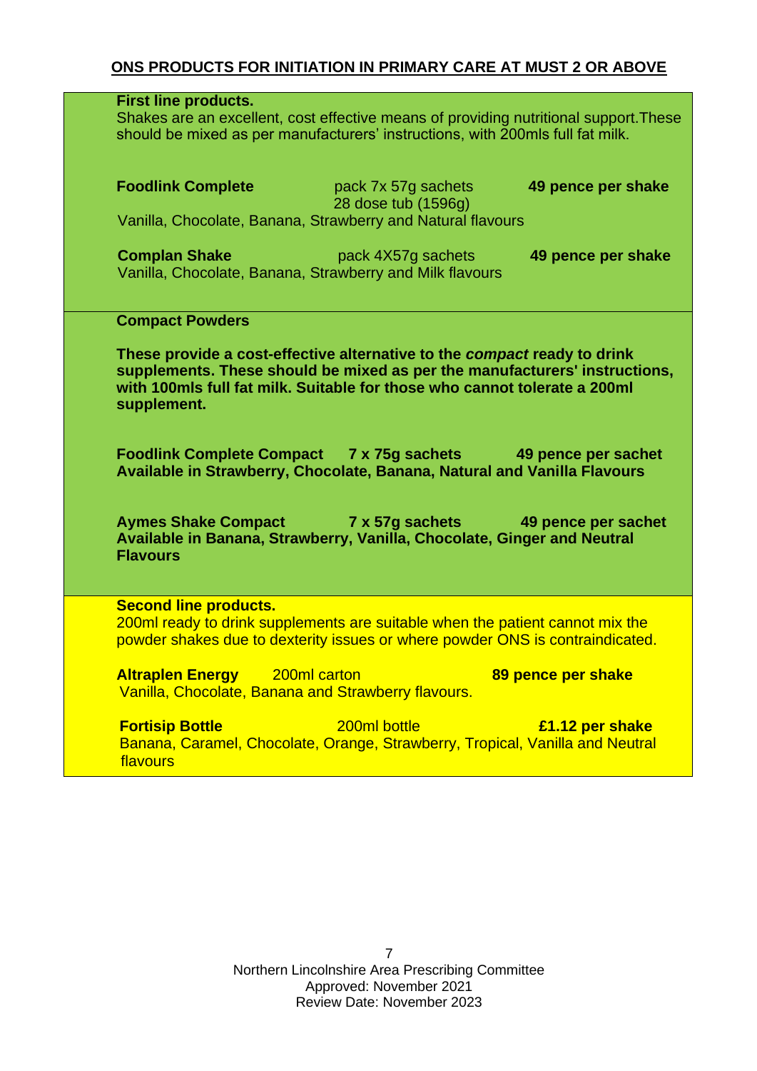## ONS PRODUCTS FOR INITIATION IN PRIMARY CARE AT MUST 2 OR ABOVE

**First line products.**
Shakes are an excellent, cost effective means of providing nutritional support. These should be mixed as per manufacturers' instructions, with 200mls full fat milk.

**Foodlink Complete** — pack 7x 57g sachets / 28 dose tub (1596g) — **49 pence per shake**
Vanilla, Chocolate, Banana, Strawberry and Natural flavours

**Complan Shake** — pack 4X57g sachets — **49 pence per shake**
Vanilla, Chocolate, Banana, Strawberry and Milk flavours

**Compact Powders**

**These provide a cost-effective alternative to the *compact* ready to drink supplements. These should be mixed as per the manufacturers' instructions, with 100mls full fat milk. Suitable for those who cannot tolerate a 200ml supplement.**

**Foodlink Complete Compact — 7 x 75g sachets — 49 pence per sachet**
**Available in Strawberry, Chocolate, Banana, Natural and Vanilla Flavours**

**Aymes Shake Compact — 7 x 57g sachets — 49 pence per sachet**
**Available in Banana, Strawberry, Vanilla, Chocolate, Ginger and Neutral Flavours**

**Second line products.**
200ml ready to drink supplements are suitable when the patient cannot mix the powder shakes due to dexterity issues or where powder ONS is contraindicated.

**Altraplen Energy** — 200ml carton — **89 pence per shake**
Vanilla, Chocolate, Banana and Strawberry flavours.

**Fortisip Bottle** — 200ml bottle — **£1.12 per shake**
Banana, Caramel, Chocolate, Orange, Strawberry, Tropical, Vanilla and Neutral flavours

Northern Lincolnshire Area Prescribing Committee
Approved: November 2021
Review Date: November 2023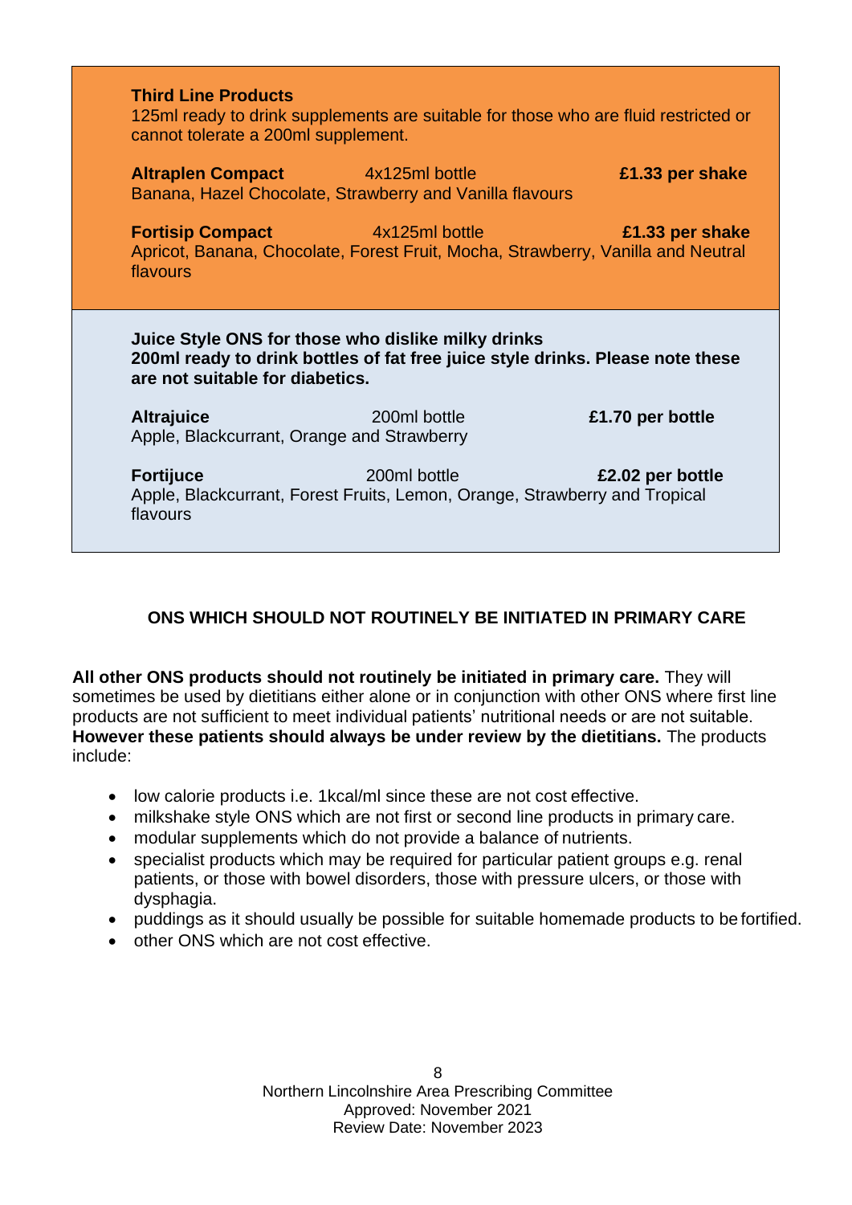**Third Line Products**
125ml ready to drink supplements are suitable for those who are fluid restricted or cannot tolerate a 200ml supplement.

**Altraplen Compact** 4x125ml bottle **£1.33 per shake**
Banana, Hazel Chocolate, Strawberry and Vanilla flavours

**Fortisip Compact** 4x125ml bottle **£1.33 per shake**
Apricot, Banana, Chocolate, Forest Fruit, Mocha, Strawberry, Vanilla and Neutral flavours

**Juice Style ONS for those who dislike milky drinks**
**200ml ready to drink bottles of fat free juice style drinks. Please note these are not suitable for diabetics.**

**Altrajuice** 200ml bottle **£1.70 per bottle**
Apple, Blackcurrant, Orange and Strawberry

**Fortijuce** 200ml bottle **£2.02 per bottle**
Apple, Blackcurrant, Forest Fruits, Lemon, Orange, Strawberry and Tropical flavours

## ONS WHICH SHOULD NOT ROUTINELY BE INITIATED IN PRIMARY CARE

**All other ONS products should not routinely be initiated in primary care.** They will sometimes be used by dietitians either alone or in conjunction with other ONS where first line products are not sufficient to meet individual patients' nutritional needs or are not suitable. **However these patients should always be under review by the dietitians.** The products include:

- low calorie products i.e. 1kcal/ml since these are not cost effective.
- milkshake style ONS which are not first or second line products in primary care.
- modular supplements which do not provide a balance of nutrients.
- specialist products which may be required for particular patient groups e.g. renal patients, or those with bowel disorders, those with pressure ulcers, or those with dysphagia.
- puddings as it should usually be possible for suitable homemade products to be fortified.
- other ONS which are not cost effective.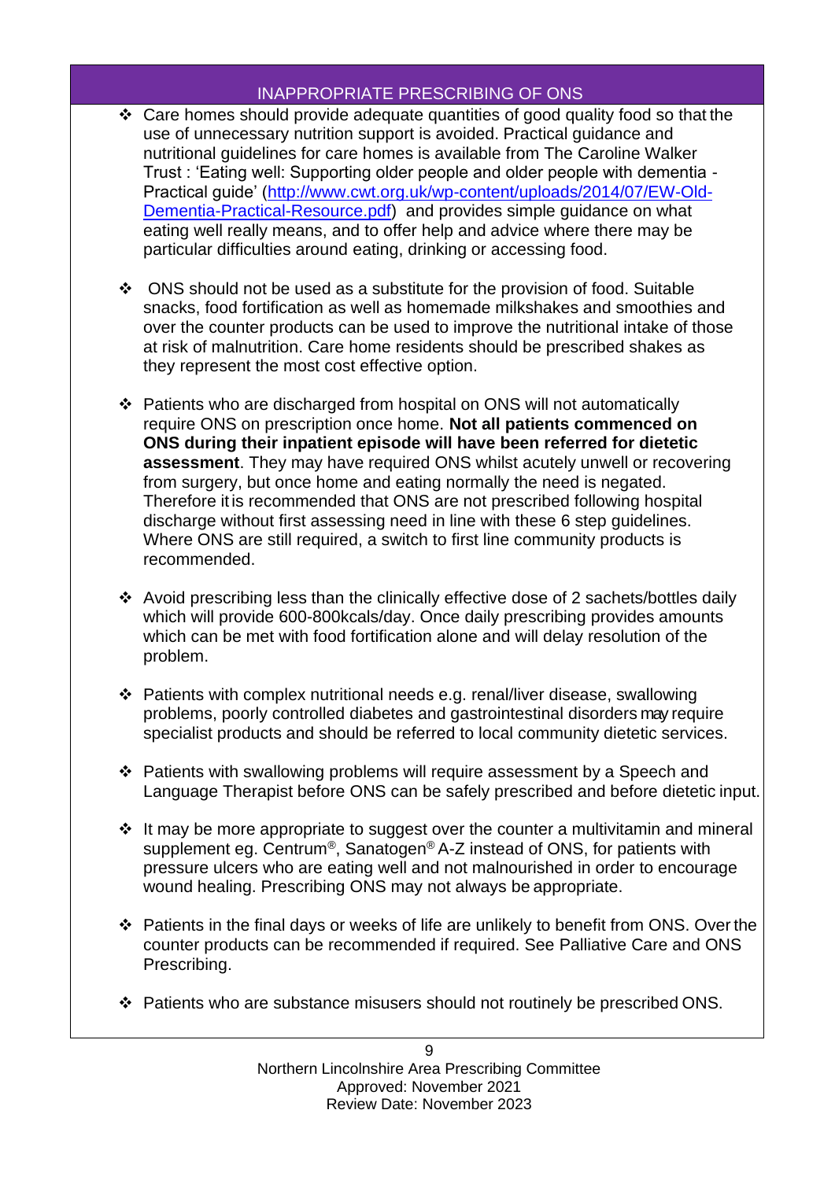## INAPPROPRIATE PRESCRIBING OF ONS

- Care homes should provide adequate quantities of good quality food so that the use of unnecessary nutrition support is avoided. Practical guidance and nutritional guidelines for care homes is available from The Caroline Walker Trust : 'Eating well: Supporting older people and older people with dementia - Practical guide' ([http://www.cwt.org.uk/wp-content/uploads/2014/07/EW-Old-Dementia-Practical-Resource.pdf](http://www.cwt.org.uk/wp-content/uploads/2014/07/EW-Old-Dementia-Practical-Resource.pdf)) and provides simple guidance on what eating well really means, and to offer help and advice where there may be particular difficulties around eating, drinking or accessing food.

- ONS should not be used as a substitute for the provision of food. Suitable snacks, food fortification as well as homemade milkshakes and smoothies and over the counter products can be used to improve the nutritional intake of those at risk of malnutrition. Care home residents should be prescribed shakes as they represent the most cost effective option.

- Patients who are discharged from hospital on ONS will not automatically require ONS on prescription once home. **Not all patients commenced on ONS during their inpatient episode will have been referred for dietetic assessment**. They may have required ONS whilst acutely unwell or recovering from surgery, but once home and eating normally the need is negated. Therefore it is recommended that ONS are not prescribed following hospital discharge without first assessing need in line with these 6 step guidelines. Where ONS are still required, a switch to first line community products is recommended.

- Avoid prescribing less than the clinically effective dose of 2 sachets/bottles daily which will provide 600-800kcals/day. Once daily prescribing provides amounts which can be met with food fortification alone and will delay resolution of the problem.

- Patients with complex nutritional needs e.g. renal/liver disease, swallowing problems, poorly controlled diabetes and gastrointestinal disorders may require specialist products and should be referred to local community dietetic services.

- Patients with swallowing problems will require assessment by a Speech and Language Therapist before ONS can be safely prescribed and before dietetic input.

- It may be more appropriate to suggest over the counter a multivitamin and mineral supplement eg. Centrum®, Sanatogen® A-Z instead of ONS, for patients with pressure ulcers who are eating well and not malnourished in order to encourage wound healing. Prescribing ONS may not always be appropriate.

- Patients in the final days or weeks of life are unlikely to benefit from ONS. Over the counter products can be recommended if required. See Palliative Care and ONS Prescribing.

- Patients who are substance misusers should not routinely be prescribed ONS.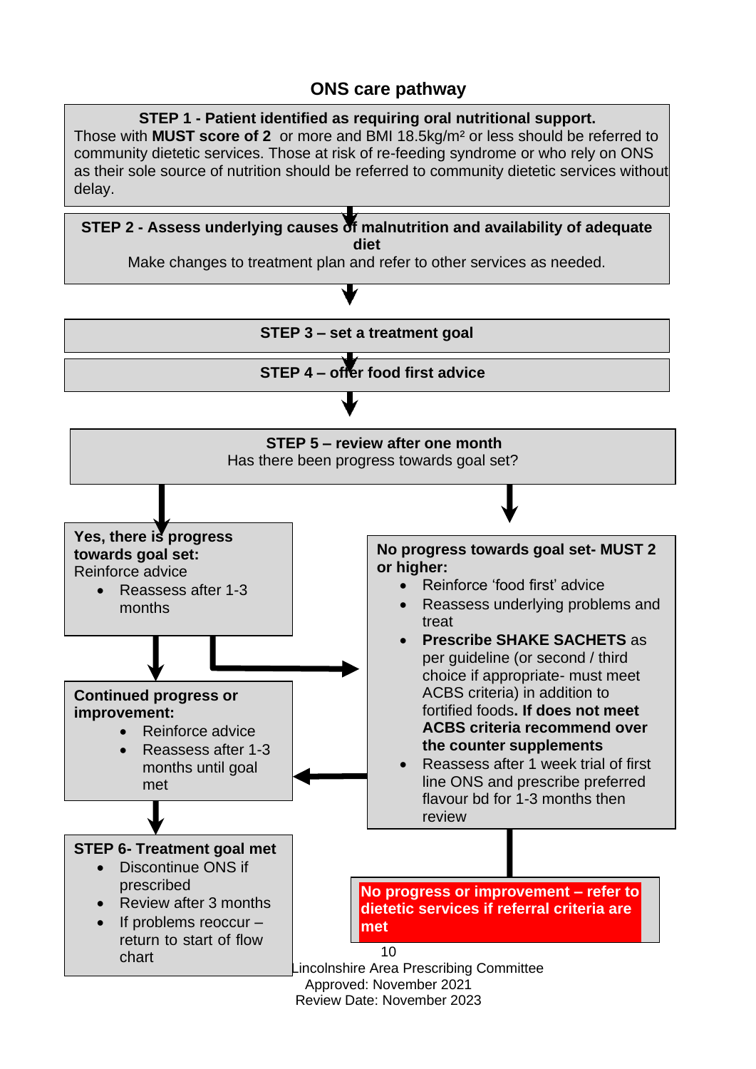## ONS care pathway

**STEP 1 - Patient identified as requiring oral nutritional support.**
Those with **MUST score of 2** or more and BMI 18.5kg/m² or less should be referred to community dietetic services. Those at risk of re-feeding syndrome or who rely on ONS as their sole source of nutrition should be referred to community dietetic services without delay.

**STEP 2 - Assess underlying causes of malnutrition and availability of adequate diet**
Make changes to treatment plan and refer to other services as needed.

**STEP 3 – set a treatment goal**

**STEP 4 – offer food first advice**

**STEP 5 – review after one month**
Has there been progress towards goal set?

**Yes, there is progress towards goal set:**
Reinforce advice

- Reassess after 1-3 months

**Continued progress or improvement:**

- Reinforce advice
- Reassess after 1-3 months until goal met

**STEP 6- Treatment goal met**

- Discontinue ONS if prescribed
- Review after 3 months
- If problems reoccur – return to start of flow chart

**No progress towards goal set- MUST 2 or higher:**

- Reinforce 'food first' advice
- Reassess underlying problems and treat
- **Prescribe SHAKE SACHETS** as per guideline (or second / third choice if appropriate- must meet ACBS criteria) in addition to fortified foods**. If does not meet ACBS criteria recommend over the counter supplements**
- Reassess after 1 week trial of first line ONS and prescribe preferred flavour bd for 1-3 months then review

**No progress or improvement – refer to dietetic services if referral criteria are met**

Lincolnshire Area Prescribing Committee
Approved: November 2021
Review Date: November 2023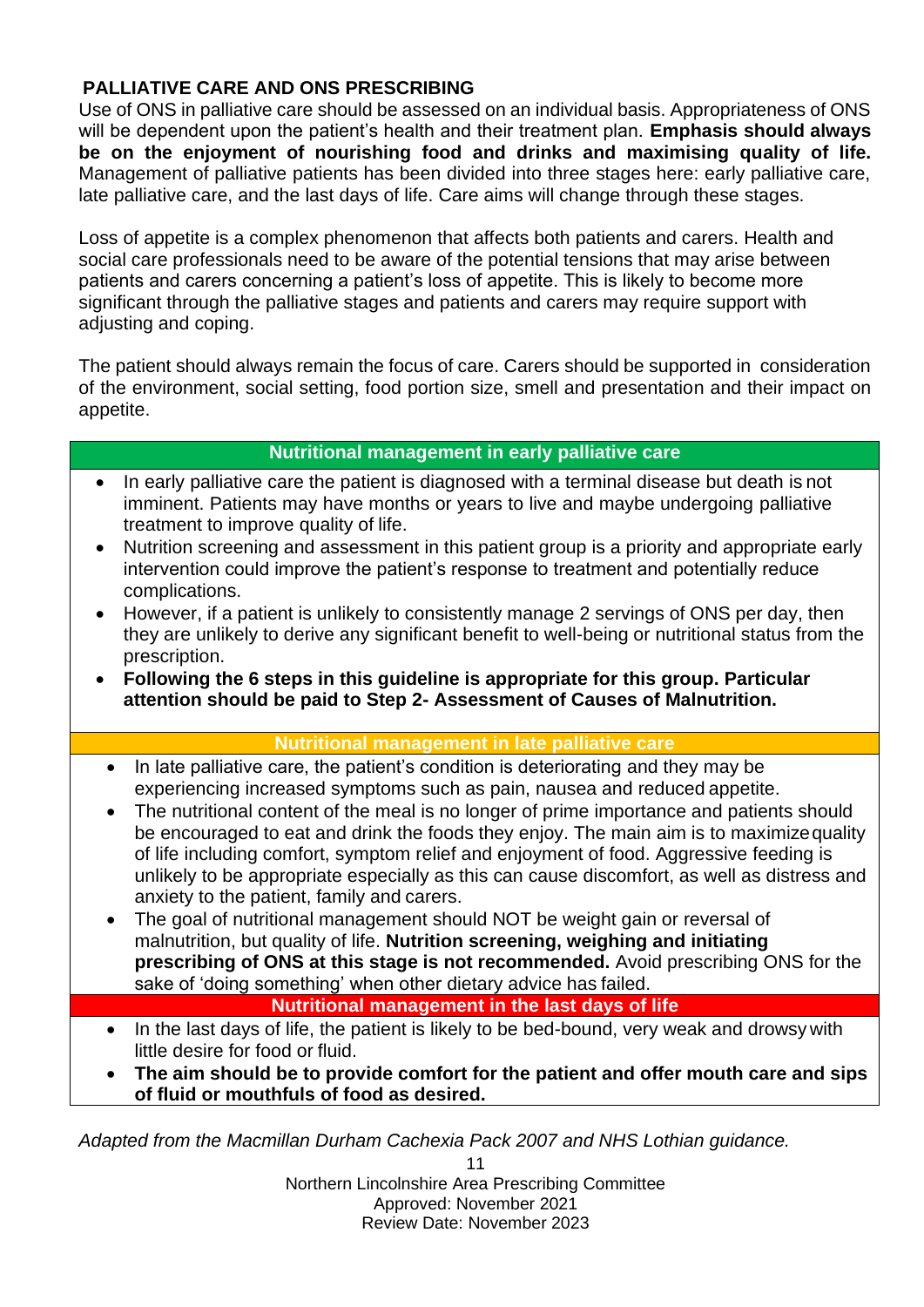## PALLIATIVE CARE AND ONS PRESCRIBING

Use of ONS in palliative care should be assessed on an individual basis. Appropriateness of ONS will be dependent upon the patient's health and their treatment plan. **Emphasis should always be on the enjoyment of nourishing food and drinks and maximising quality of life.** Management of palliative patients has been divided into three stages here: early palliative care, late palliative care, and the last days of life. Care aims will change through these stages.

Loss of appetite is a complex phenomenon that affects both patients and carers. Health and social care professionals need to be aware of the potential tensions that may arise between patients and carers concerning a patient's loss of appetite. This is likely to become more significant through the palliative stages and patients and carers may require support with adjusting and coping.

The patient should always remain the focus of care. Carers should be supported in consideration of the environment, social setting, food portion size, smell and presentation and their impact on appetite.

### Nutritional management in early palliative care

- In early palliative care the patient is diagnosed with a terminal disease but death is not imminent. Patients may have months or years to live and maybe undergoing palliative treatment to improve quality of life.
- Nutrition screening and assessment in this patient group is a priority and appropriate early intervention could improve the patient's response to treatment and potentially reduce complications.
- However, if a patient is unlikely to consistently manage 2 servings of ONS per day, then they are unlikely to derive any significant benefit to well-being or nutritional status from the prescription.
- **Following the 6 steps in this guideline is appropriate for this group. Particular attention should be paid to Step 2- Assessment of Causes of Malnutrition.**

### Nutritional management in late palliative care

- In late palliative care, the patient's condition is deteriorating and they may be experiencing increased symptoms such as pain, nausea and reduced appetite.
- The nutritional content of the meal is no longer of prime importance and patients should be encouraged to eat and drink the foods they enjoy. The main aim is to maximize quality of life including comfort, symptom relief and enjoyment of food. Aggressive feeding is unlikely to be appropriate especially as this can cause discomfort, as well as distress and anxiety to the patient, family and carers.
- The goal of nutritional management should NOT be weight gain or reversal of malnutrition, but quality of life. **Nutrition screening, weighing and initiating prescribing of ONS at this stage is not recommended.** Avoid prescribing ONS for the sake of 'doing something' when other dietary advice has failed.

### Nutritional management in the last days of life

- In the last days of life, the patient is likely to be bed-bound, very weak and drowsy with little desire for food or fluid.
- **The aim should be to provide comfort for the patient and offer mouth care and sips of fluid or mouthfuls of food as desired.**

*Adapted from the Macmillan Durham Cachexia Pack 2007 and NHS Lothian guidance.*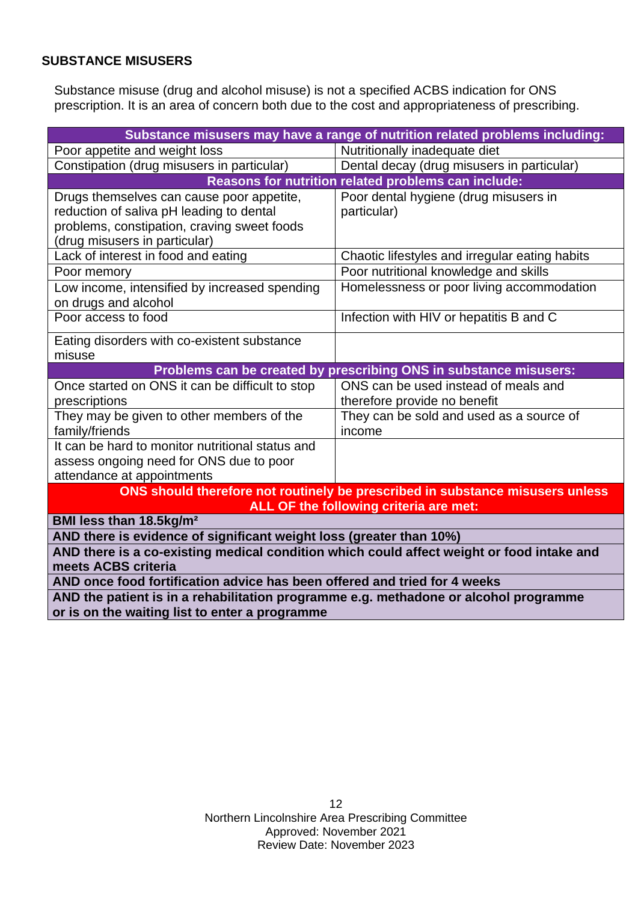## SUBSTANCE MISUSERS

Substance misuse (drug and alcohol misuse) is not a specified ACBS indication for ONS prescription. It is an area of concern both due to the cost and appropriateness of prescribing.

| **Substance misusers may have a range of nutrition related problems including:** | |
|---|---|
| Poor appetite and weight loss | Nutritionally inadequate diet |
| Constipation (drug misusers in particular) | Dental decay (drug misusers in particular) |
| **Reasons for nutrition related problems can include:** | |
| Drugs themselves can cause poor appetite, reduction of saliva pH leading to dental problems, constipation, craving sweet foods (drug misusers in particular) | Poor dental hygiene (drug misusers in particular) |
| Lack of interest in food and eating | Chaotic lifestyles and irregular eating habits |
| Poor memory | Poor nutritional knowledge and skills |
| Low income, intensified by increased spending on drugs and alcohol | Homelessness or poor living accommodation |
| Poor access to food | Infection with HIV or hepatitis B and C |
| Eating disorders with co-existent substance misuse | |
| **Problems can be created by prescribing ONS in substance misusers:** | |
| Once started on ONS it can be difficult to stop prescriptions | ONS can be used instead of meals and therefore provide no benefit |
| They may be given to other members of the family/friends | They can be sold and used as a source of income |
| It can be hard to monitor nutritional status and assess ongoing need for ONS due to poor attendance at appointments | |
| **ONS should therefore not routinely be prescribed in substance misusers unless ALL OF the following criteria are met:** | |
| **BMI less than 18.5kg/m²** | |
| **AND there is evidence of significant weight loss (greater than 10%)** | |
| **AND there is a co-existing medical condition which could affect weight or food intake and meets ACBS criteria** | |
| **AND once food fortification advice has been offered and tried for 4 weeks** | |
| **AND the patient is in a rehabilitation programme e.g. methadone or alcohol programme or is on the waiting list to enter a programme** | |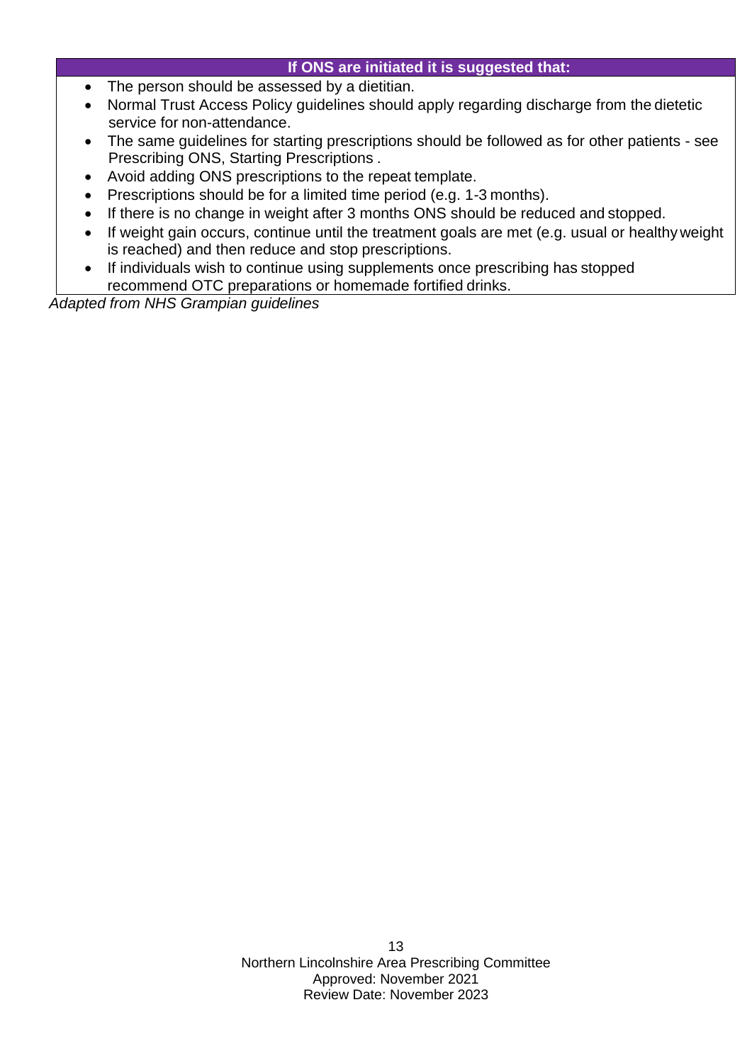| If ONS are initiated it is suggested that: |
| --- |
| • The person should be assessed by a dietitian.<br>• Normal Trust Access Policy guidelines should apply regarding discharge from the dietetic service for non-attendance.<br>• The same guidelines for starting prescriptions should be followed as for other patients - see Prescribing ONS, Starting Prescriptions .<br>• Avoid adding ONS prescriptions to the repeat template.<br>• Prescriptions should be for a limited time period (e.g. 1-3 months).<br>• If there is no change in weight after 3 months ONS should be reduced and stopped.<br>• If weight gain occurs, continue until the treatment goals are met (e.g. usual or healthy weight is reached) and then reduce and stop prescriptions.<br>• If individuals wish to continue using supplements once prescribing has stopped recommend OTC preparations or homemade fortified drinks. |

*Adapted from NHS Grampian guidelines*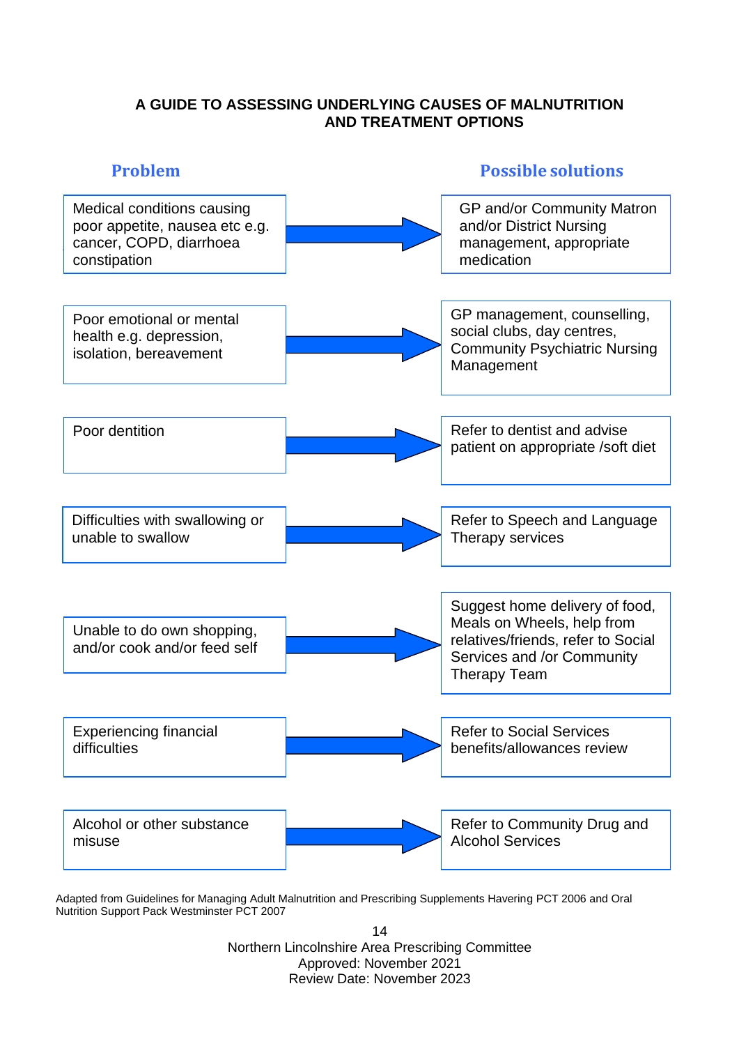# A GUIDE TO ASSESSING UNDERLYING CAUSES OF MALNUTRITION AND TREATMENT OPTIONS

| Problem | Possible solutions |
| --- | --- |
| Medical conditions causing poor appetite, nausea etc e.g. cancer, COPD, diarrhoea constipation | GP and/or Community Matron and/or District Nursing management, appropriate medication |
| Poor emotional or mental health e.g. depression, isolation, bereavement | GP management, counselling, social clubs, day centres, Community Psychiatric Nursing Management |
| Poor dentition | Refer to dentist and advise patient on appropriate /soft diet |
| Difficulties with swallowing or unable to swallow | Refer to Speech and Language Therapy services |
| Unable to do own shopping, and/or cook and/or feed self | Suggest home delivery of food, Meals on Wheels, help from relatives/friends, refer to Social Services and /or Community Therapy Team |
| Experiencing financial difficulties | Refer to Social Services benefits/allowances review |
| Alcohol or other substance misuse | Refer to Community Drug and Alcohol Services |

Adapted from Guidelines for Managing Adult Malnutrition and Prescribing Supplements Havering PCT 2006 and Oral Nutrition Support Pack Westminster PCT 2007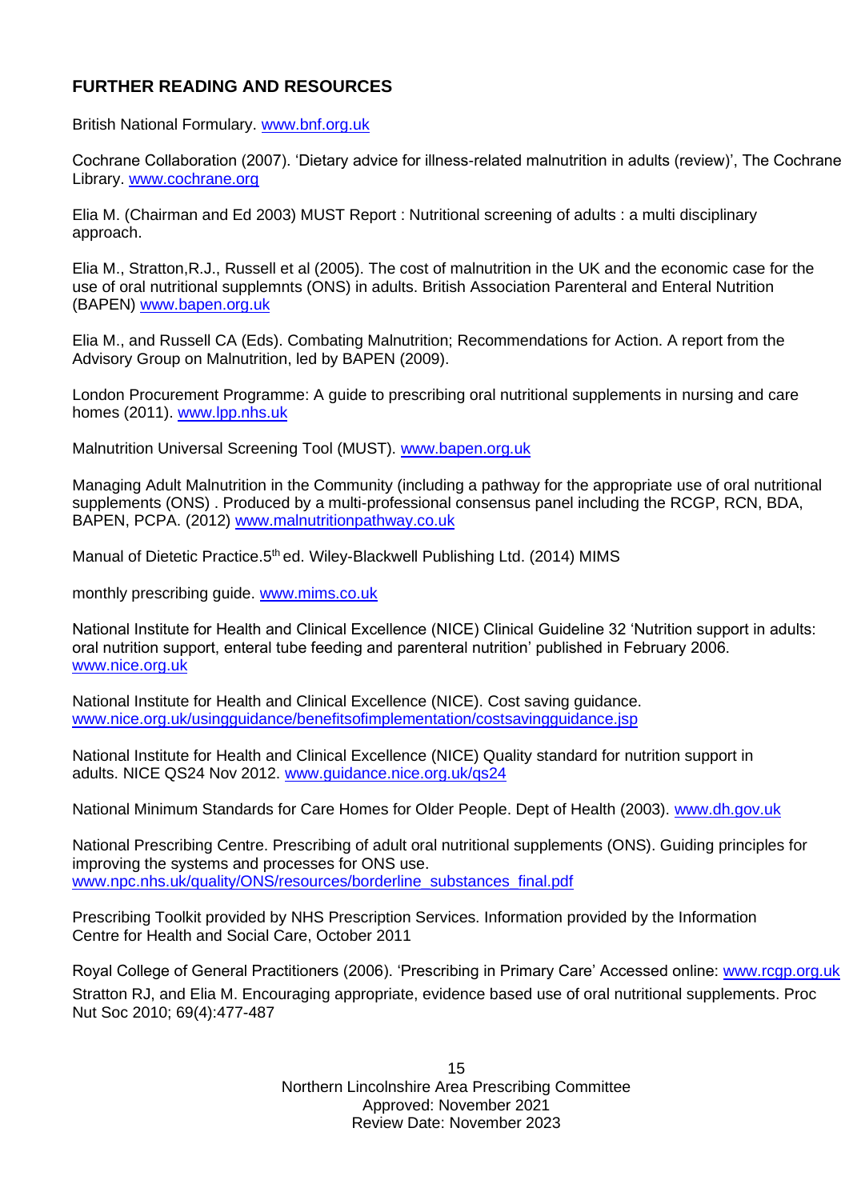## FURTHER READING AND RESOURCES

British National Formulary. www.bnf.org.uk

Cochrane Collaboration (2007). 'Dietary advice for illness-related malnutrition in adults (review)', The Cochrane Library. www.cochrane.org

Elia M. (Chairman and Ed 2003) MUST Report : Nutritional screening of adults : a multi disciplinary approach.

Elia M., Stratton,R.J., Russell et al (2005). The cost of malnutrition in the UK and the economic case for the use of oral nutritional supplemnts (ONS) in adults. British Association Parenteral and Enteral Nutrition (BAPEN) www.bapen.org.uk

Elia M., and Russell CA (Eds). Combating Malnutrition; Recommendations for Action. A report from the Advisory Group on Malnutrition, led by BAPEN (2009).

London Procurement Programme: A guide to prescribing oral nutritional supplements in nursing and care homes (2011). www.lpp.nhs.uk

Malnutrition Universal Screening Tool (MUST). www.bapen.org.uk

Managing Adult Malnutrition in the Community (including a pathway for the appropriate use of oral nutritional supplements (ONS) . Produced by a multi-professional consensus panel including the RCGP, RCN, BDA, BAPEN, PCPA. (2012) www.malnutritionpathway.co.uk

Manual of Dietetic Practice.5th ed. Wiley-Blackwell Publishing Ltd. (2014) MIMS

monthly prescribing guide. www.mims.co.uk

National Institute for Health and Clinical Excellence (NICE) Clinical Guideline 32 'Nutrition support in adults: oral nutrition support, enteral tube feeding and parenteral nutrition' published in February 2006. www.nice.org.uk

National Institute for Health and Clinical Excellence (NICE). Cost saving guidance. www.nice.org.uk/usingguidance/benefitsofimplementation/costsavingguidance.jsp

National Institute for Health and Clinical Excellence (NICE) Quality standard for nutrition support in adults. NICE QS24 Nov 2012. www.guidance.nice.org.uk/qs24

National Minimum Standards for Care Homes for Older People. Dept of Health (2003). www.dh.gov.uk

National Prescribing Centre. Prescribing of adult oral nutritional supplements (ONS). Guiding principles for improving the systems and processes for ONS use. www.npc.nhs.uk/quality/ONS/resources/borderline_substances_final.pdf

Prescribing Toolkit provided by NHS Prescription Services. Information provided by the Information Centre for Health and Social Care, October 2011

Royal College of General Practitioners (2006). 'Prescribing in Primary Care' Accessed online: www.rcgp.org.uk

Stratton RJ, and Elia M. Encouraging appropriate, evidence based use of oral nutritional supplements. Proc Nut Soc 2010; 69(4):477-487

Northern Lincolnshire Area Prescribing Committee
Approved: November 2021
Review Date: November 2023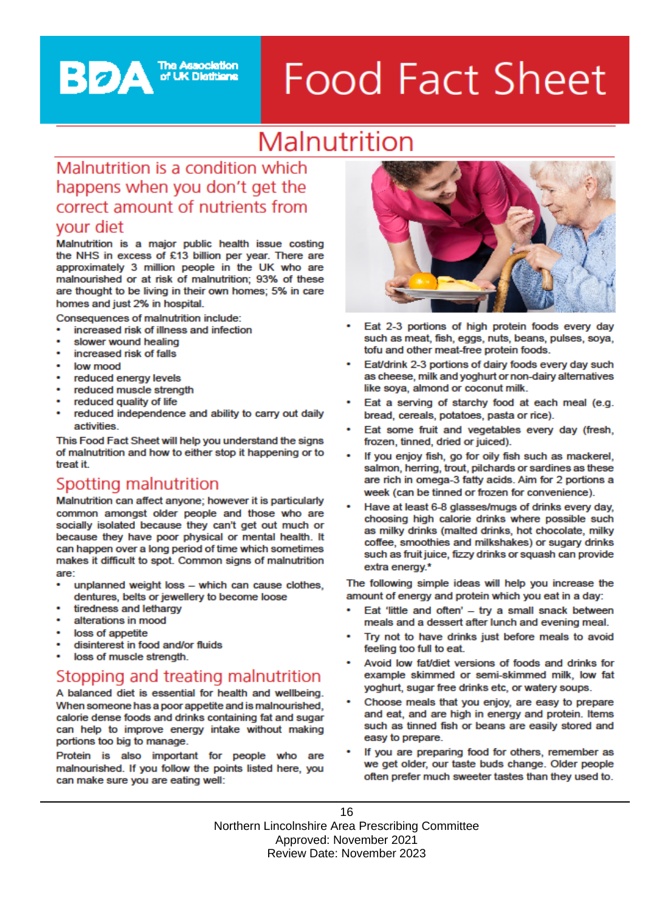BDA The Association of UK Dietitians

# Food Fact Sheet

## Malnutrition

### Malnutrition is a condition which happens when you don't get the correct amount of nutrients from your diet

Malnutrition is a major public health issue costing the NHS in excess of £13 billion per year. There are approximately 3 million people in the UK who are malnourished or at risk of malnutrition; 93% of these are thought to be living in their own homes; 5% in care homes and just 2% in hospital.

Consequences of malnutrition include:

- increased risk of illness and infection
- slower wound healing
- increased risk of falls
- low mood
- reduced energy levels
- reduced muscle strength
- reduced quality of life
- reduced independence and ability to carry out daily activities.

This Food Fact Sheet will help you understand the signs of malnutrition and how to either stop it happening or to treat it.

### Spotting malnutrition

Malnutrition can affect anyone; however it is particularly common amongst older people and those who are socially isolated because they can't get out much or because they have poor physical or mental health. It can happen over a long period of time which sometimes makes it difficult to spot. Common signs of malnutrition are:

- unplanned weight loss – which can cause clothes, dentures, belts or jewellery to become loose
- tiredness and lethargy
- alterations in mood
- loss of appetite
- disinterest in food and/or fluids
- loss of muscle strength.

### Stopping and treating malnutrition

A balanced diet is essential for health and wellbeing. When someone has a poor appetite and is malnourished, calorie dense foods and drinks containing fat and sugar can help to improve energy intake without making portions too big to manage.

Protein is also important for people who are malnourished. If you follow the points listed here, you can make sure you are eating well:

- Eat 2-3 portions of high protein foods every day such as meat, fish, eggs, nuts, beans, pulses, soya, tofu and other meat-free protein foods.
- Eat/drink 2-3 portions of dairy foods every day such as cheese, milk and yoghurt or non-dairy alternatives like soya, almond or coconut milk.
- Eat a serving of starchy food at each meal (e.g. bread, cereals, potatoes, pasta or rice).
- Eat some fruit and vegetables every day (fresh, frozen, tinned, dried or juiced).
- If you enjoy fish, go for oily fish such as mackerel, salmon, herring, trout, pilchards or sardines as these are rich in omega-3 fatty acids. Aim for 2 portions a week (can be tinned or frozen for convenience).
- Have at least 6-8 glasses/mugs of drinks every day, choosing high calorie drinks where possible such as milky drinks (malted drinks, hot chocolate, milky coffee, smoothies and milkshakes) or sugary drinks such as fruit juice, fizzy drinks or squash can provide extra energy.*

The following simple ideas will help you increase the amount of energy and protein which you eat in a day:

- Eat 'little and often' – try a small snack between meals and a dessert after lunch and evening meal.
- Try not to have drinks just before meals to avoid feeling too full to eat.
- Avoid low fat/diet versions of foods and drinks for example skimmed or semi-skimmed milk, low fat yoghurt, sugar free drinks etc, or watery soups.
- Choose meals that you enjoy, are easy to prepare and eat, and are high in energy and protein. Items such as tinned fish or beans are easily stored and easy to prepare.
- If you are preparing food for others, remember as we get older, our taste buds change. Older people often prefer much sweeter tastes than they used to.

Northern Lincolnshire Area Prescribing Committee
Approved: November 2021
Review Date: November 2023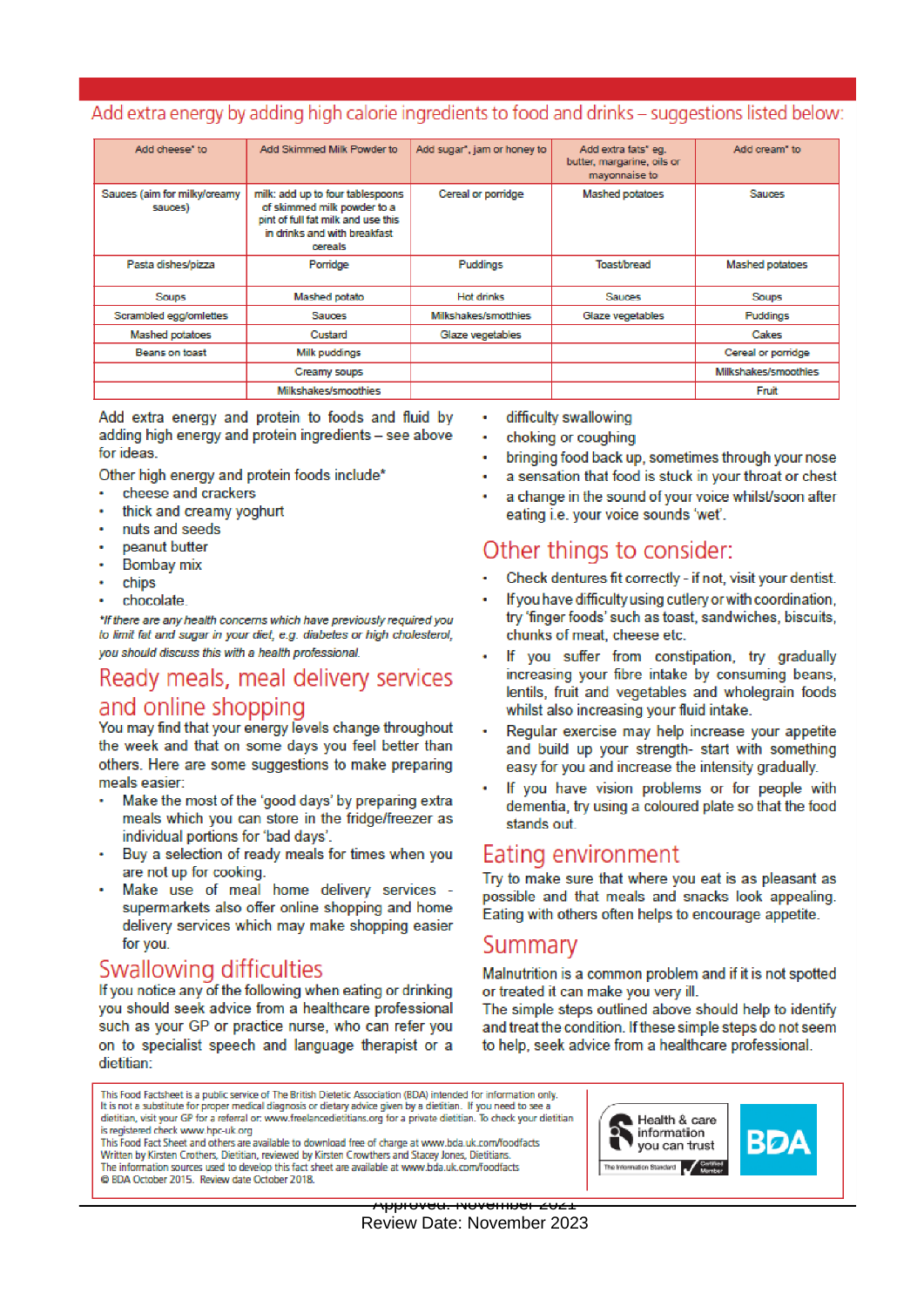## Add extra energy by adding high calorie ingredients to food and drinks – suggestions listed below:

| Add cheese* to | Add Skimmed Milk Powder to | Add sugar*, jam or honey to | Add extra fats* eg. butter, margarine, oils or mayonnaise to | Add cream* to |
|---|---|---|---|---|
| Sauces (aim for milky/creamy sauces) | milk: add up to four tablespoons of skimmed milk powder to a pint of full fat milk and use this in drinks and with breakfast cereals | Cereal or porridge | Mashed potatoes | Sauces |
| Pasta dishes/pizza | Porridge | Puddings | Toast/bread | Mashed potatoes |
| Soups | Mashed potato | Hot drinks | Sauces | Soups |
| Scrambled egg/omlettes | Sauces | Milkshakes/smoothies | Glaze vegetables | Puddings |
| Mashed potatoes | Custard | Glaze vegetables | | Cakes |
| Beans on toast | Milk puddings | | | Cereal or porridge |
| | Creamy soups | | | Milkshakes/smoothies |
| | Milkshakes/smoothies | | | Fruit |

Add extra energy and protein to foods and fluid by adding high energy and protein ingredients – see above for ideas.

Other high energy and protein foods include*

- cheese and crackers
- thick and creamy yoghurt
- nuts and seeds
- peanut butter
- Bombay mix
- chips
- chocolate.

*\*If there are any health concerns which have previously required you to limit fat and sugar in your diet, e.g. diabetes or high cholesterol, you should discuss this with a health professional.*

## Ready meals, meal delivery services and online shopping

You may find that your energy levels change throughout the week and that on some days you feel better than others. Here are some suggestions to make preparing meals easier:

- Make the most of the 'good days' by preparing extra meals which you can store in the fridge/freezer as individual portions for 'bad days'.
- Buy a selection of ready meals for times when you are not up for cooking.
- Make use of meal home delivery services - supermarkets also offer online shopping and home delivery services which may make shopping easier for you.

## Swallowing difficulties

If you notice any of the following when eating or drinking you should seek advice from a healthcare professional such as your GP or practice nurse, who can refer you on to specialist speech and language therapist or a dietitian:

- difficulty swallowing
- choking or coughing
- bringing food back up, sometimes through your nose
- a sensation that food is stuck in your throat or chest
- a change in the sound of your voice whilst/soon after eating i.e. your voice sounds 'wet'.

## Other things to consider:

- Check dentures fit correctly - if not, visit your dentist.
- If you have difficulty using cutlery or with coordination, try 'finger foods' such as toast, sandwiches, biscuits, chunks of meat, cheese etc.
- If you suffer from constipation, try gradually increasing your fibre intake by consuming beans, lentils, fruit and vegetables and wholegrain foods whilst also increasing your fluid intake.
- Regular exercise may help increase your appetite and build up your strength- start with something easy for you and increase the intensity gradually.
- If you have vision problems or for people with dementia, try using a coloured plate so that the food stands out.

## Eating environment

Try to make sure that where you eat is as pleasant as possible and that meals and snacks look appealing. Eating with others often helps to encourage appetite.

## Summary

Malnutrition is a common problem and if it is not spotted or treated it can make you very ill.

The simple steps outlined above should help to identify and treat the condition. If these simple steps do not seem to help, seek advice from a healthcare professional.

This Food Factsheet is a public service of The British Dietetic Association (BDA) intended for information only. It is not a substitute for proper medical diagnosis or dietary advice given by a dietitian. If you need to see a dietitian, visit your GP for a referral or: www.freelancedietitians.org for a private dietitian. To check your dietitian is registered check www.hpc-uk.org

This Food Fact Sheet and others are available to download free of charge at www.bda.uk.com/foodfacts

Written by Kirsten Crothers, Dietitian, reviewed by Kirsten Crowthers and Stacey Jones, Dietitians.

The information sources used to develop this fact sheet are available at www.bda.uk.com/foodfacts

© BDA October 2015. Review date October 2018.

Health & care information you can trust — The Information Standard — Certified Member

BDA

Approved: November 2021

Review Date: November 2023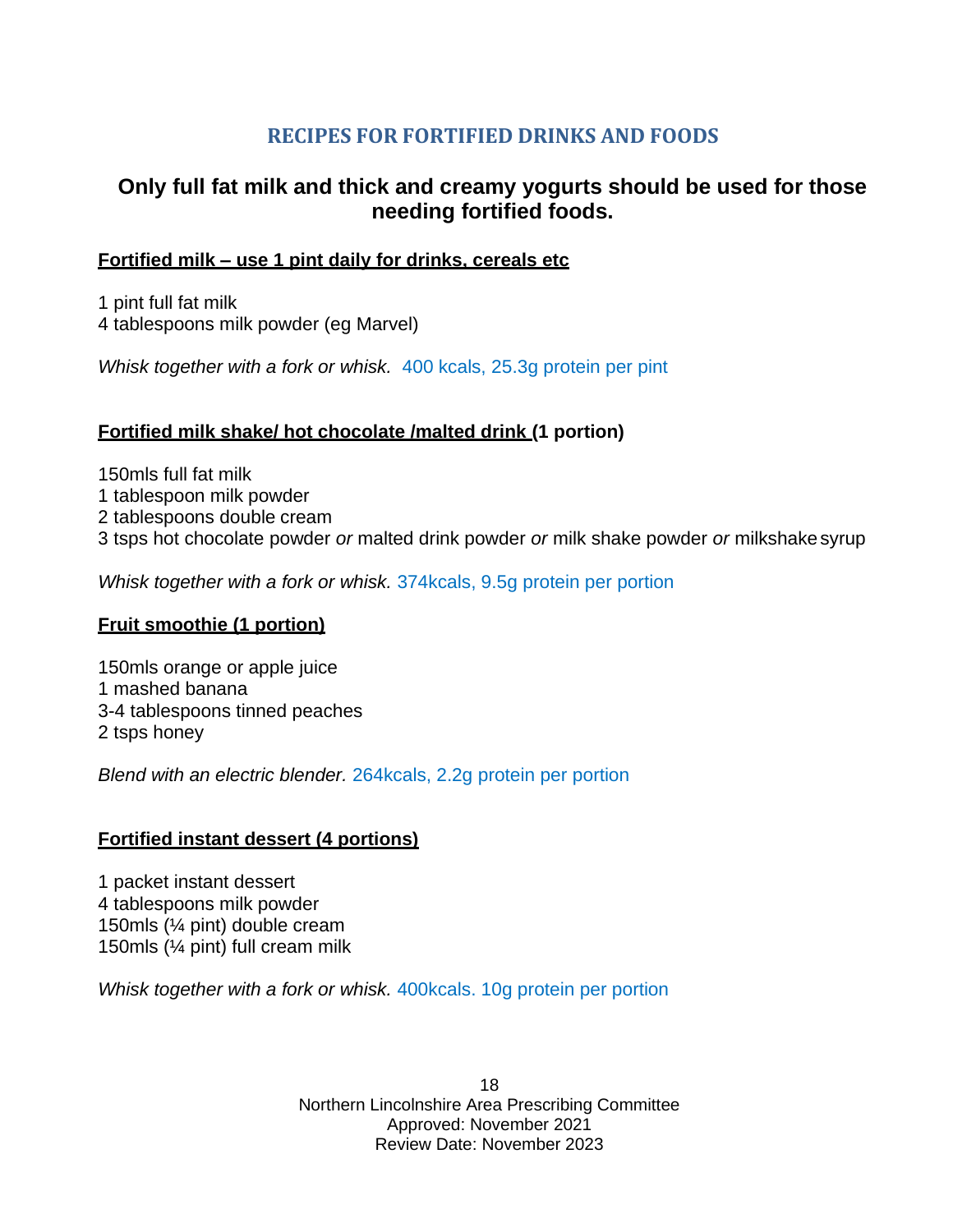## RECIPES FOR FORTIFIED DRINKS AND FOODS

**Only full fat milk and thick and creamy yogurts should be used for those needing fortified foods.**

**Fortified milk – use 1 pint daily for drinks, cereals etc**

1 pint full fat milk
4 tablespoons milk powder (eg Marvel)

*Whisk together with a fork or whisk.* 400 kcals, 25.3g protein per pint

**Fortified milk shake/ hot chocolate /malted drink (1 portion)**

150mls full fat milk
1 tablespoon milk powder
2 tablespoons double cream
3 tsps hot chocolate powder *or* malted drink powder *or* milk shake powder *or* milkshake syrup

*Whisk together with a fork or whisk.* 374kcals, 9.5g protein per portion

**Fruit smoothie (1 portion)**

150mls orange or apple juice
1 mashed banana
3-4 tablespoons tinned peaches
2 tsps honey

*Blend with an electric blender.* 264kcals, 2.2g protein per portion

**Fortified instant dessert (4 portions)**

1 packet instant dessert
4 tablespoons milk powder
150mls (¼ pint) double cream
150mls (¼ pint) full cream milk

*Whisk together with a fork or whisk.* 400kcals. 10g protein per portion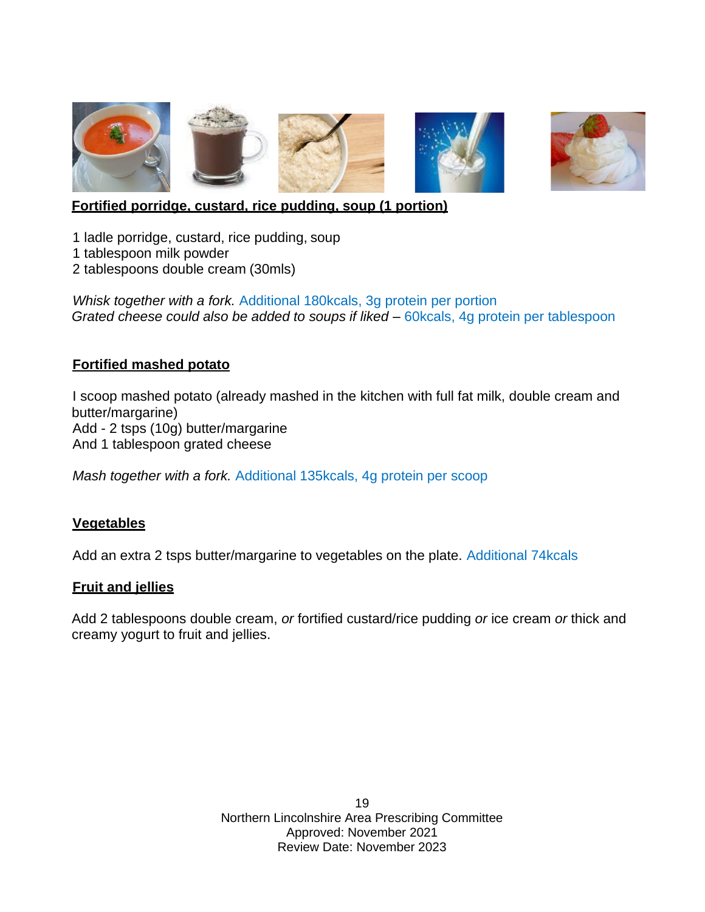**Fortified porridge, custard, rice pudding, soup (1 portion)**

1 ladle porridge, custard, rice pudding, soup
1 tablespoon milk powder
2 tablespoons double cream (30mls)

*Whisk together with a fork.* Additional 180kcals, 3g protein per portion
*Grated cheese could also be added to soups if liked* – 60kcals, 4g protein per tablespoon

**Fortified mashed potato**

I scoop mashed potato (already mashed in the kitchen with full fat milk, double cream and butter/margarine)
Add - 2 tsps (10g) butter/margarine
And 1 tablespoon grated cheese

*Mash together with a fork.* Additional 135kcals, 4g protein per scoop

**Vegetables**

Add an extra 2 tsps butter/margarine to vegetables on the plate. Additional 74kcals

**Fruit and jellies**

Add 2 tablespoons double cream, *or* fortified custard/rice pudding *or* ice cream *or* thick and creamy yogurt to fruit and jellies.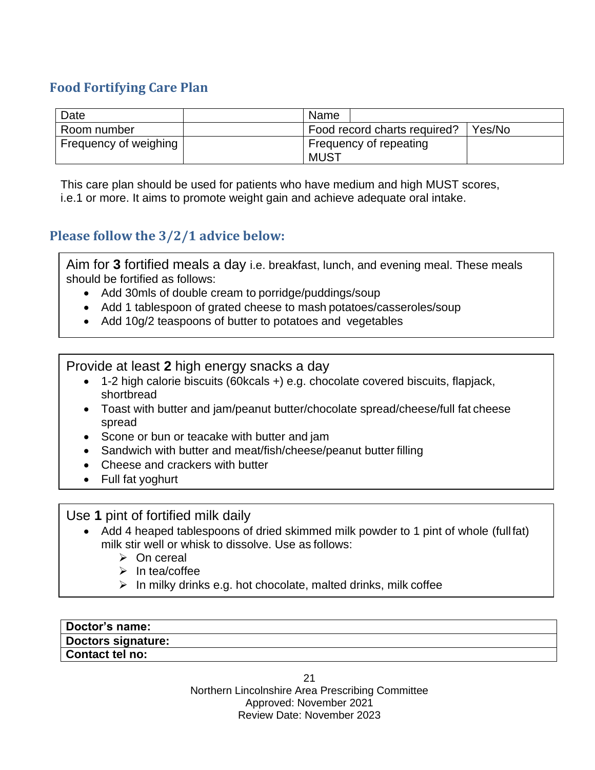## Food Fortifying Care Plan

| Date | | Name | |
|---|---|---|---|
| Room number | | Food record charts required? | Yes/No |
| Frequency of weighing | | Frequency of repeating MUST | |

This care plan should be used for patients who have medium and high MUST scores, i.e.1 or more. It aims to promote weight gain and achieve adequate oral intake.

## Please follow the 3/2/1 advice below:

Aim for **3** fortified meals a day i.e. breakfast, lunch, and evening meal. These meals should be fortified as follows:

- Add 30mls of double cream to porridge/puddings/soup
- Add 1 tablespoon of grated cheese to mash potatoes/casseroles/soup
- Add 10g/2 teaspoons of butter to potatoes and vegetables

Provide at least **2** high energy snacks a day

- 1-2 high calorie biscuits (60kcals +) e.g. chocolate covered biscuits, flapjack, shortbread
- Toast with butter and jam/peanut butter/chocolate spread/cheese/full fat cheese spread
- Scone or bun or teacake with butter and jam
- Sandwich with butter and meat/fish/cheese/peanut butter filling
- Cheese and crackers with butter
- Full fat yoghurt

Use **1** pint of fortified milk daily

- Add 4 heaped tablespoons of dried skimmed milk powder to 1 pint of whole (full fat) milk stir well or whisk to dissolve. Use as follows:
  - On cereal
  - In tea/coffee
  - In milky drinks e.g. hot chocolate, malted drinks, milk coffee

| **Doctor's name:** |
|---|
| **Doctors signature:** |
| **Contact tel no:** |

Northern Lincolnshire Area Prescribing Committee
Approved: November 2021
Review Date: November 2023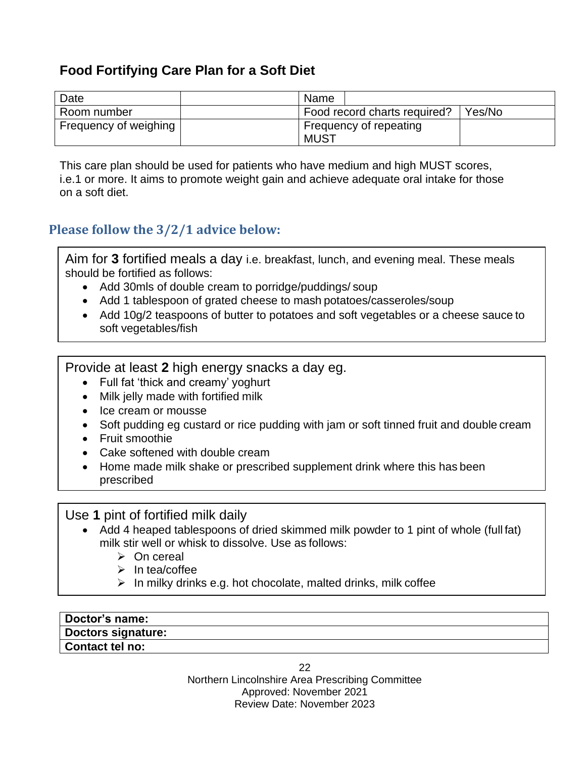## Food Fortifying Care Plan for a Soft Diet

| Date | | Name | |
|---|---|---|---|
| Room number | | Food record charts required? | Yes/No |
| Frequency of weighing | | Frequency of repeating MUST | |

This care plan should be used for patients who have medium and high MUST scores, i.e.1 or more. It aims to promote weight gain and achieve adequate oral intake for those on a soft diet.

### Please follow the 3/2/1 advice below:

Aim for **3** fortified meals a day i.e. breakfast, lunch, and evening meal. These meals should be fortified as follows:

- Add 30mls of double cream to porridge/puddings/ soup
- Add 1 tablespoon of grated cheese to mash potatoes/casseroles/soup
- Add 10g/2 teaspoons of butter to potatoes and soft vegetables or a cheese sauce to soft vegetables/fish

Provide at least **2** high energy snacks a day eg.

- Full fat 'thick and creamy' yoghurt
- Milk jelly made with fortified milk
- Ice cream or mousse
- Soft pudding eg custard or rice pudding with jam or soft tinned fruit and double cream
- Fruit smoothie
- Cake softened with double cream
- Home made milk shake or prescribed supplement drink where this has been prescribed

Use **1** pint of fortified milk daily

- Add 4 heaped tablespoons of dried skimmed milk powder to 1 pint of whole (full fat) milk stir well or whisk to dissolve. Use as follows:
  - On cereal
  - In tea/coffee
  - In milky drinks e.g. hot chocolate, malted drinks, milk coffee

| **Doctor's name:** |
|---|
| **Doctors signature:** |
| **Contact tel no:** |

Northern Lincolnshire Area Prescribing Committee
Approved: November 2021
Review Date: November 2023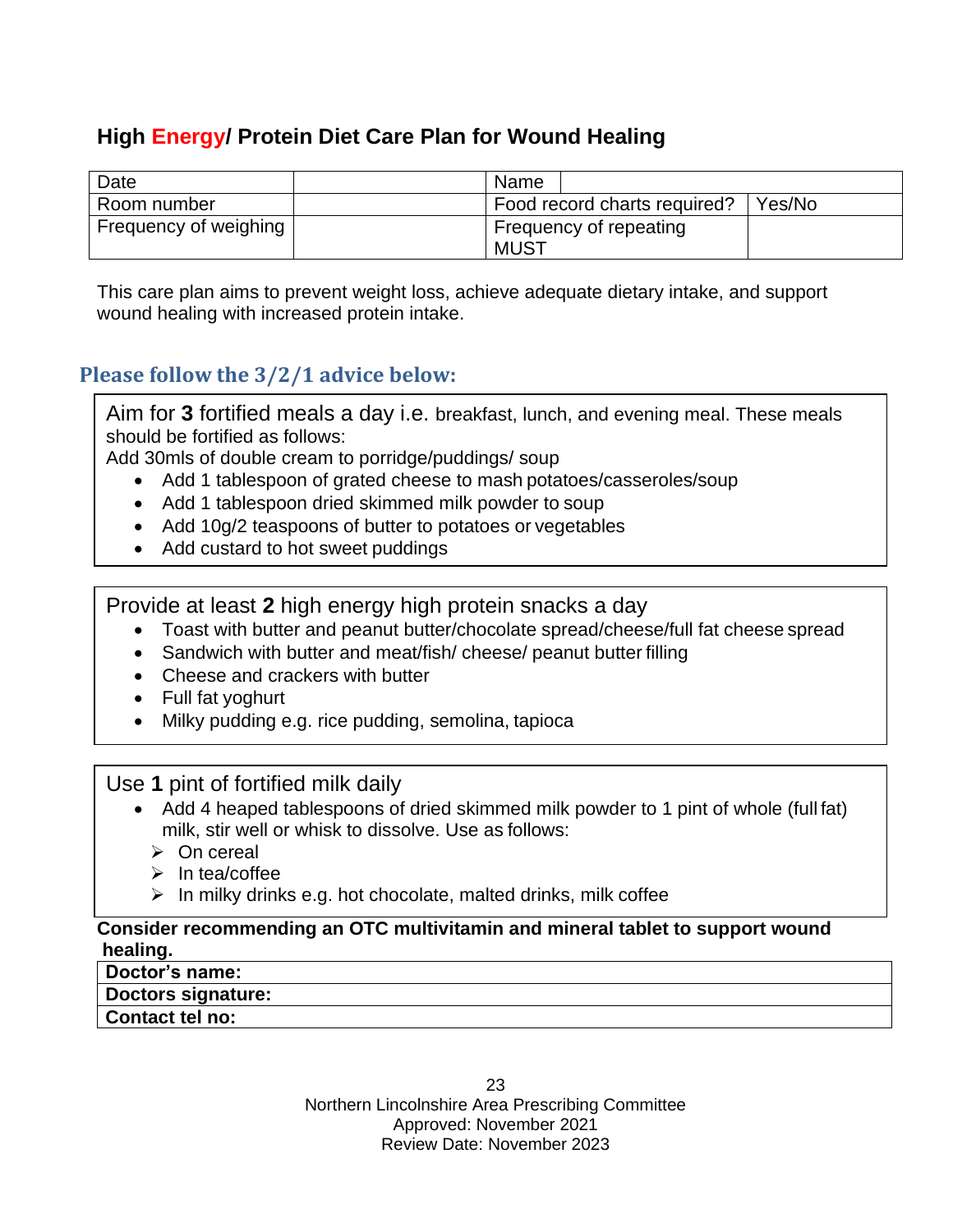## High Energy/ Protein Diet Care Plan for Wound Healing

| | | | |
|---|---|---|---|
| Date | | Name | |
| Room number | | Food record charts required? | Yes/No |
| Frequency of weighing | | Frequency of repeating MUST | |

This care plan aims to prevent weight loss, achieve adequate dietary intake, and support wound healing with increased protein intake.

### Please follow the 3/2/1 advice below:

Aim for **3** fortified meals a day i.e. breakfast, lunch, and evening meal. These meals should be fortified as follows:

Add 30mls of double cream to porridge/puddings/ soup

- Add 1 tablespoon of grated cheese to mash potatoes/casseroles/soup
- Add 1 tablespoon dried skimmed milk powder to soup
- Add 10g/2 teaspoons of butter to potatoes or vegetables
- Add custard to hot sweet puddings

Provide at least **2** high energy high protein snacks a day

- Toast with butter and peanut butter/chocolate spread/cheese/full fat cheese spread
- Sandwich with butter and meat/fish/ cheese/ peanut butter filling
- Cheese and crackers with butter
- Full fat yoghurt
- Milky pudding e.g. rice pudding, semolina, tapioca

Use **1** pint of fortified milk daily

- Add 4 heaped tablespoons of dried skimmed milk powder to 1 pint of whole (full fat) milk, stir well or whisk to dissolve. Use as follows:
  - On cereal
  - In tea/coffee
  - In milky drinks e.g. hot chocolate, malted drinks, milk coffee

**Consider recommending an OTC multivitamin and mineral tablet to support wound healing.**

| |
|---|
| **Doctor's name:** |
| **Doctors signature:** |
| **Contact tel no:** |

Northern Lincolnshire Area Prescribing Committee
Approved: November 2021
Review Date: November 2023